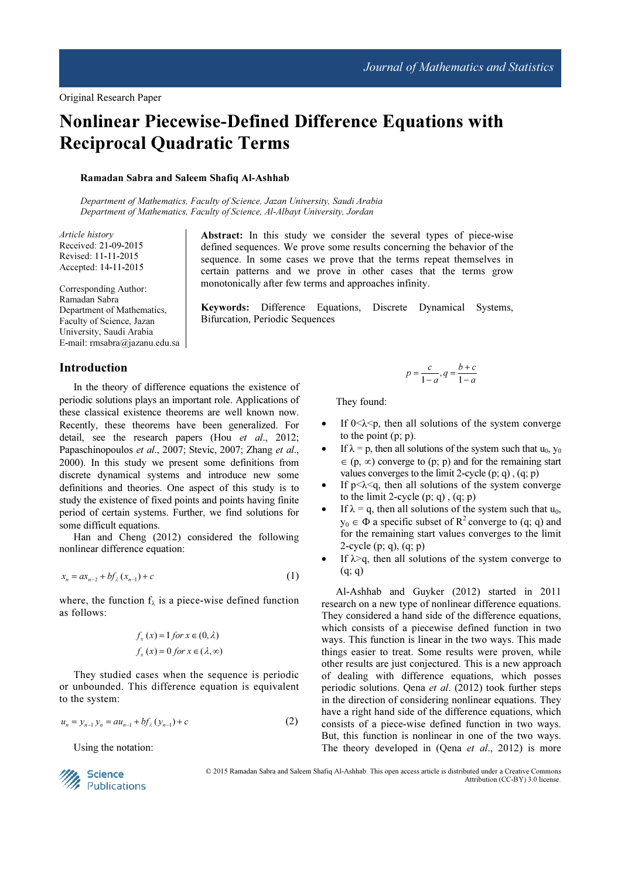Original Research Paper

# Nonlinear Piecewise-Defined Difference Equations with Reciprocal Quadratic Terms

**Ramadan Sabra and Saleem Shafiq Al-Ashhab**

*Department of Mathematics, Faculty of Science, Jazan University, Saudi Arabia*
*Department of Mathematics, Faculty of Science, Al-Albayt University, Jordan*

*Article history*
Received: 21-09-2015
Revised: 11-11-2015
Accepted: 14-11-2015

Corresponding Author:
Ramadan Sabra
Department of Mathematics, Faculty of Science, Jazan University, Saudi Arabia
E-mail: rmsabra@jazanu.edu.sa

**Abstract:** In this study we consider the several types of piece-wise defined sequences. We prove some results concerning the behavior of the sequence. In some cases we prove that the terms repeat themselves in certain patterns and we prove in other cases that the terms grow monotonically after few terms and approaches infinity.

**Keywords:** Difference Equations, Discrete Dynamical Systems, Bifurcation, Periodic Sequences

## Introduction

In the theory of difference equations the existence of periodic solutions plays an important role. Applications of these classical existence theorems are well known now. Recently, these theorems have been generalized. For detail, see the research papers (Hou *et al*., 2012; Papaschinopoulos *et al*., 2007; Stevic, 2007; Zhang *et al*., 2000). In this study we present some definitions from discrete dynamical systems and introduce new some definitions and theories. One aspect of this study is to study the existence of fixed points and points having finite period of certain systems. Further, we find solutions for some difficult equations.

Han and Cheng (2012) considered the following nonlinear difference equation:

$$x_n = ax_{n-2} + bf_\lambda(x_{n-1}) + c \tag{1}$$

where, the function $f_\lambda$ is a piece-wise defined function as follows:

$$f_x(x) = 1 \; for \; x \in (0, \lambda)$$
$$f_x(x) = 0 \; for \; x \in (\lambda, \infty)$$

They studied cases when the sequence is periodic or unbounded. This difference equation is equivalent to the system:

$$u_n = y_{n-1} y_n = au_{n-1} + bf_\lambda(y_{n-1}) + c \tag{2}$$

Using the notation:

$$p = \frac{c}{1-a}, q = \frac{b+c}{1-a}$$

They found:

- If $0<\lambda<p$, then all solutions of the system converge to the point (p; p).
- If $\lambda = p$, then all solutions of the system such that $u_0$, $y_0 \in (p, \infty)$ converge to (p; p) and for the remaining start values converges to the limit 2-cycle (p; q) , (q; p)
- If $p<\lambda<q$, then all solutions of the system converge to the limit 2-cycle (p; q) , (q; p)
- If $\lambda = q$, then all solutions of the system such that $u_0$, $y_0 \in \Phi$ a specific subset of $R^2$ converge to (q; q) and for the remaining start values converges to the limit 2-cycle (p; q), (q; p)
- If $\lambda>q$, then all solutions of the system converge to (q; q)

Al-Ashhab and Guyker (2012) started in 2011 research on a new type of nonlinear difference equations. They considered a hand side of the difference equations, which consists of a piecewise defined function in two ways. This function is linear in the two ways. This made things easier to treat. Some results were proven, while other results are just conjectured. This is a new approach of dealing with difference equations, which posses periodic solutions. Qena *et al*. (2012) took further steps in the direction of considering nonlinear equations. They have a right hand side of the difference equations, which consists of a piece-wise defined function in two ways. But, this function is nonlinear in one of the two ways. The theory developed in (Qena *et al*., 2012) is more

© 2015 Ramadan Sabra and Saleem Shafiq Al-Ashhab. This open access article is distributed under a Creative Commons Attribution (CC-BY) 3.0 license.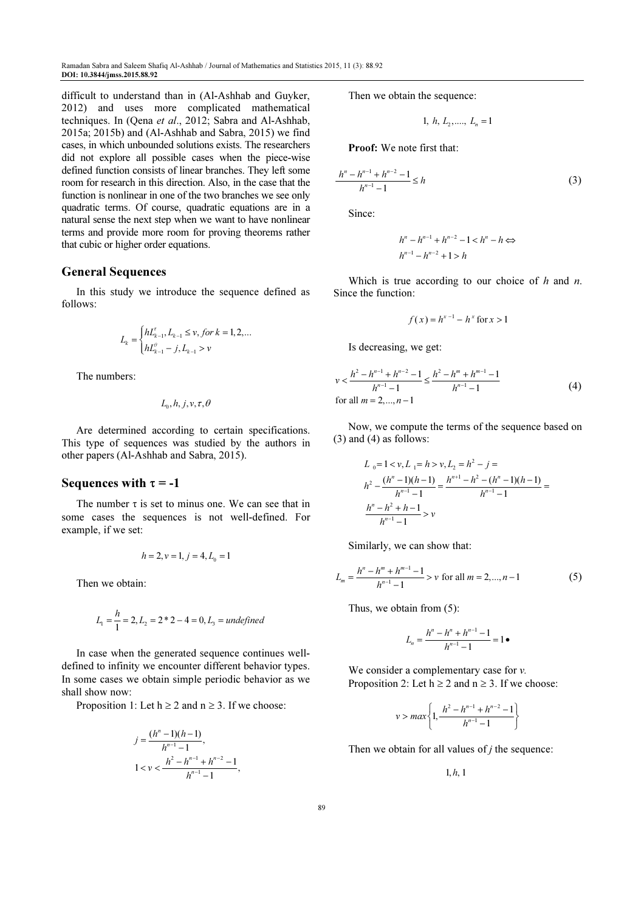difficult to understand than in (Al-Ashhab and Guyker, 2012) and uses more complicated mathematical techniques. In (Qena *et al*., 2012; Sabra and Al-Ashhab, 2015a; 2015b) and (Al-Ashhab and Sabra, 2015) we find cases, in which unbounded solutions exists. The researchers did not explore all possible cases when the piece-wise defined function consists of linear branches. They left some room for research in this direction. Also, in the case that the function is nonlinear in one of the two branches we see only quadratic terms. Of course, quadratic equations are in a natural sense the next step when we want to have nonlinear terms and provide more room for proving theorems rather that cubic or higher order equations.

## General Sequences

In this study we introduce the sequence defined as follows:

$$L_k = \begin{cases} hL_{k-1}^{\tau}, L_{k-1} \le v, \text{ for } k = 1,2,... \\ hL_{k-1}^{\theta} - j, L_{k-1} > v \end{cases}$$

The numbers:

$$L_0, h, j, v, \tau, \theta$$

Are determined according to certain specifications. This type of sequences was studied by the authors in other papers (Al-Ashhab and Sabra, 2015).

## Sequences with τ = -1

The number τ is set to minus one. We can see that in some cases the sequences is not well-defined. For example, if we set:

$$h = 2, v = 1, j = 4, L_0 = 1$$

Then we obtain:

$$L_1 = \frac{h}{1} = 2, L_2 = 2*2-4 = 0, L_3 = undefined$$

In case when the generated sequence continues well-defined to infinity we encounter different behavior types. In some cases we obtain simple periodic behavior as we shall show now:

Proposition 1: Let $h \ge 2$ and $n \ge 3$. If we choose:

$$j = \frac{(h^n - 1)(h-1)}{h^{n-1} - 1},$$
$$1 < v < \frac{h^2 - h^{n-1} + h^{n-2} - 1}{h^{n-1} - 1},$$

Then we obtain the sequence:

$$1,\ h,\ L_2, ....,\ L_n = 1$$

**Proof:** We note first that:

$$\frac{h^n - h^{n-1} + h^{n-2} - 1}{h^{n-1} - 1} \le h \tag{3}$$

Since:

$$h^n - h^{n-1} + h^{n-2} - 1 < h^n - h \Leftrightarrow$$
$$h^{n-1} - h^{n-2} + 1 > h$$

Which is true according to our choice of *h* and *n*. Since the function:

$$f(x) = h^{x-1} - h^x \text{ for } x > 1$$

Is decreasing, we get:

$$v < \frac{h^2 - h^{n-1} + h^{n-2} - 1}{h^{n-1} - 1} \le \frac{h^2 - h^m + h^{m-1} - 1}{h^{n-1} - 1} \tag{4}$$
$$\text{for all } m = 2, ..., n-1$$

Now, we compute the terms of the sequence based on (3) and (4) as follows:

$$L_0 = 1 < v, L_1 = h > v, L_2 = h^2 - j =$$
$$h^2 - \frac{(h^n - 1)(h-1)}{h^{n-1} - 1} = \frac{h^{n+1} - h^2 - (h^n - 1)(h-1)}{h^{n-1} - 1} =$$
$$\frac{h^n - h^2 + h - 1}{h^{n-1} - 1} > v$$

Similarly, we can show that:

$$L_m = \frac{h^n - h^m + h^{m-1} - 1}{h^{n-1} - 1} > v \text{ for all } m = 2, ..., n-1 \tag{5}$$

Thus, we obtain from (5):

$$L_n = \frac{h^n - h^n + h^{n-1} - 1}{h^{n-1} - 1} = 1 \bullet$$

We consider a complementary case for *v*.

Proposition 2: Let $h \ge 2$ and $n \ge 3$. If we choose:

$$v > max\left\{1, \frac{h^2 - h^{n-1} + h^{n-2} - 1}{h^{n-1} - 1}\right\}$$

Then we obtain for all values of *j* the sequence:

$$1, h, 1$$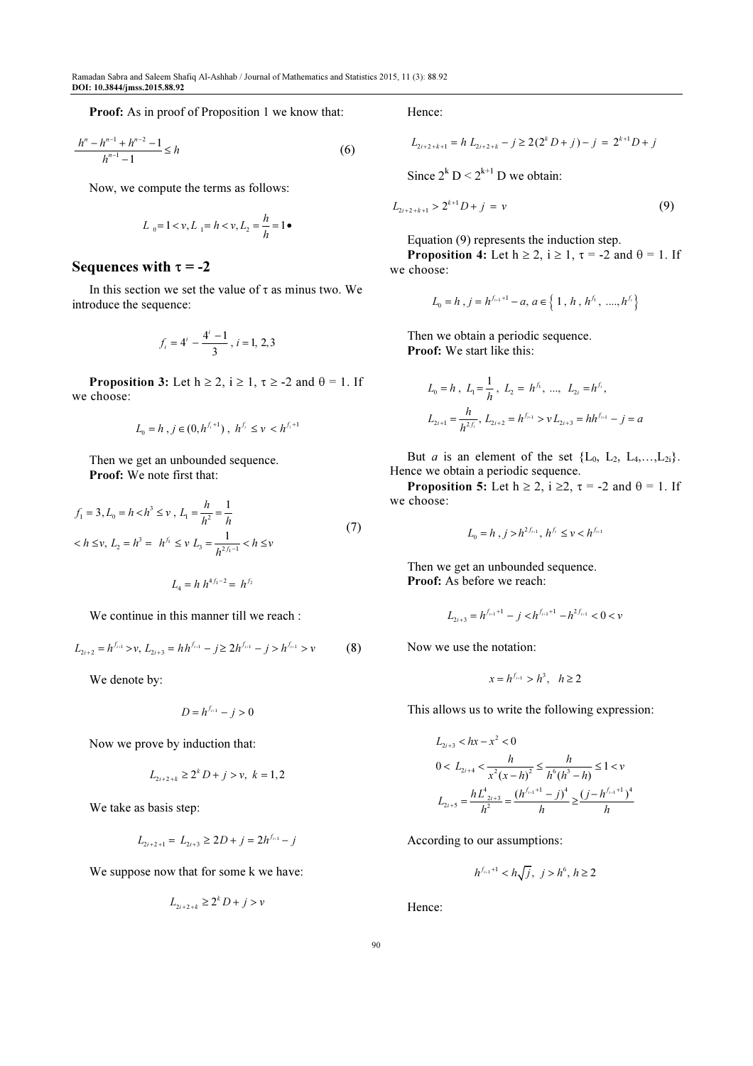**Proof:** As in proof of Proposition 1 we know that:

$$\frac{h^n - h^{n-1} + h^{n-2} - 1}{h^{n-1} - 1} \leq h \tag{6}$$

Now, we compute the terms as follows:

$$L_0 = 1 < v, L_1 = h < v, L_2 = \frac{h}{h} = 1 \bullet$$

## Sequences with τ = -2

In this section we set the value of τ as minus two. We introduce the sequence:

$$f_i = 4^i - \frac{4^i - 1}{3}, \; i = 1, 2, 3$$

**Proposition 3:** Let h ≥ 2, i ≥ 1, τ ≥ -2 and θ = 1. If we choose:

$$L_0 = h \, , j \in (0, h^{f_i + 1}) \, , \; h^{f_i} \leq v < h^{f_i + 1}$$

Then we get an unbounded sequence.

**Proof:** We note first that:

$$f_1 = 3, L_0 = h < h^3 \leq v \, , \, L_1 = \frac{h}{h^2} = \frac{1}{h}$$
$$< h \leq v, \, L_2 = h^3 = \; h^{f_1} \leq v \; L_3 = \frac{1}{h^{2f_1 - 1}} < h \leq v \tag{7}$$

$$L_4 = h \, h^{4f_1 - 2} = \; h^{f_2}$$

We continue in this manner till we reach :

$$L_{2i+2} = h^{f_{i+1}} > v, \, L_{2i+3} = hh^{f_{i+1}} - j \geq 2h^{f_{i+1}} - j > h^{f_{i+1}} > v \tag{8}$$

We denote by:

$$D = h^{f_{i+1}} - j > 0$$

Now we prove by induction that:

$$L_{2i+2+k} \geq 2^k D + j > v, \; k = 1, 2$$

We take as basis step:

$$L_{2i+2+1} = \; L_{2i+3} \geq 2D + j = 2h^{f_{i+1}} - j$$

We suppose now that for some k we have:

$$L_{2i+2+k} \geq 2^k D + j > v$$

Hence:

$$L_{2i+2+k+1} = h \, L_{2i+2+k} - j \geq 2(2^k D + j) - j \; = \; 2^{k+1} D + j$$

Since $2^k$ D < $2^{k+1}$ D we obtain:

$$L_{2i+2+k+1} > 2^{k+1} D + j \; = \; v \tag{9}$$

Equation (9) represents the induction step.

**Proposition 4:** Let h ≥ 2, i ≥ 1, τ = -2 and θ = 1. If we choose:

$$L_0 = h \, , j = h^{f_{i+1} + 1} - a, \, a \in \left\{ 1 \, , \, h \, , \, h^{f_1} \, , \, ...., h^{f_i} \right\}$$

Then we obtain a periodic sequence.

**Proof:** We start like this:

$$L_0 = h \, , \; L_1 = \frac{1}{h} , \; L_2 = \; h^{f_1}, \; ..., \; L_{2i} = h^{f_i},$$
$$L_{2i+1} = \frac{h}{h^{2f_i}}, \, L_{2i+2} = h^{f_{i+1}} > v \, L_{2i+3} = hh^{f_{i+1}} - j = a$$

But *a* is an element of the set {$L_0$, $L_2$, $L_4$,…,$L_{2i}$}. Hence we obtain a periodic sequence.

**Proposition 5:** Let h ≥ 2, i ≥2, τ = -2 and θ = 1. If we choose:

$$L_0 = h \, , j > h^{2f_{i+1}}, \, h^{f_i} \leq v < h^{f_{i+1}}$$

Then we get an unbounded sequence.

**Proof:** As before we reach:

$$L_{2i+3} = h^{f_{i+1}+1} - j < h^{f_{i+1}+1} - h^{2f_{i+1}} < 0 < v$$

Now we use the notation:

$$x = h^{f_{i+1}} > h^3, \quad h \geq 2$$

This allows us to write the following expression:

$$L_{2i+3} < hx - x^2 < 0$$
$$0 < \; L_{2i+4} < \frac{h}{x^2 (x-h)^2} \leq \frac{h}{h^6 (h^3 - h)} \leq 1 < v$$
$$L_{2i+5} = \frac{hL^4_{2i+3}}{h^2} = \frac{(h^{f_{i+1}+1} - j)^4}{h} \geq \frac{(j - h^{f_{i+1}+1})^4}{h}$$

According to our assumptions:

$$h^{f_{i+1}+1} < h\sqrt{j}, \; j > h^6, h \geq 2$$

Hence: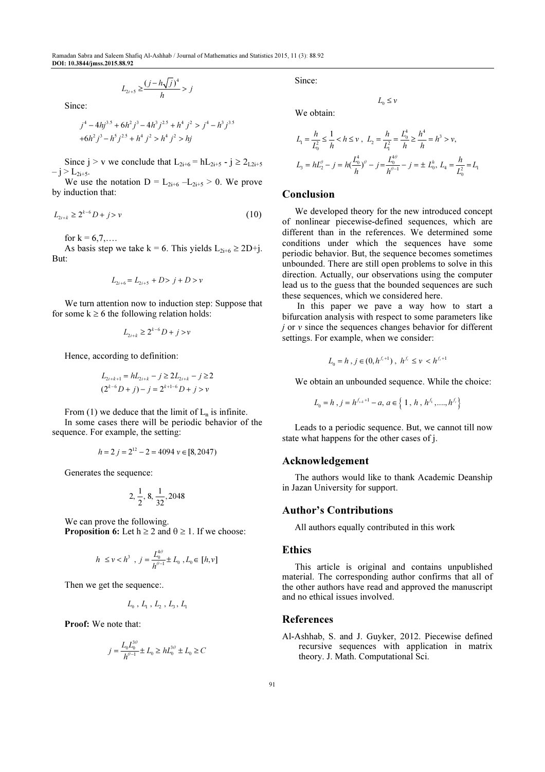$$L_{2i+5} \geq \frac{(j-h\sqrt{j})^4}{h} > j$$

Since:

$$j^4 - 4hj^{3.5} + 6h^2 j^3 - 4h^3 j^{2.5} + h^4 j^2 > j^4 - h^3 j^{3.5}$$
$$+6h^2 j^3 - h^5 j^{2.5} + h^4 j^2 > h^4 j^2 > hj$$

Since j > v we conclude that $L_{2i+6} = hL_{2i+5} - j \geq 2L_{2i+5} - j > L_{2i+5}$.

We use the notation $D = L_{2i+6} - L_{2i+5} > 0$. We prove by induction that:

$$L_{2i+k} \geq 2^{k-6} D + j > v \tag{10}$$

for k = 6,7,….

As basis step we take k = 6. This yields $L_{2i+6} \geq 2D+j$. But:

$$L_{2i+6} = L_{2i+5} + D > j + D > v$$

We turn attention now to induction step: Suppose that for some $k \geq 6$ the following relation holds:

$$L_{2i+k} \geq 2^{k-6} D + j > v$$

Hence, according to definition:

$$L_{2i+k+1} = hL_{2i+k} - j \geq 2L_{2i+k} - j \geq 2$$
$$(2^{k-6} D + j) - j = 2^{k+1-6} D + j > v$$

From (1) we deduce that the limit of $L_n$ is infinite.

In some cases there will be periodic behavior of the sequence. For example, the setting:

$$h = 2\ j = 2^{12} - 2 = 4094\ v \in [8, 2047)$$

Generates the sequence:

$$2, \frac{1}{2}, 8, \frac{1}{32}, 2048$$

We can prove the following.

**Proposition 6:** Let $h \geq 2$ and $\theta \geq 1$. If we choose:

$$h \leq v < h^3 \ ,\ j = \frac{L_0^{4\theta}}{h^{\theta-1}} \pm L_0 \ , L_0 \in [h, v]$$

Then we get the sequence:.

$$L_0 \ , L_1 \ , L_2 \ , L_3 , L_1$$

**Proof:** We note that:

$$j = \frac{L_0 L_0^{3\theta}}{h^{\theta-1}} \pm L_0 \geq hL_0^{3\theta} \pm L_0 \geq C$$

Since:

$$L_0 \leq v$$

We obtain:

$$L_1 = \frac{h}{L_0^2} \leq \frac{1}{h} < h \leq v \ ,\ L_2 = \frac{h}{L_1^2} = \frac{L_0^4}{h} \geq \frac{h^4}{h} = h^3 > v,$$
$$L_3 = hL_2^{\theta} - j = h(\frac{L_0^4}{h})^{\theta} - j = \frac{L_0^{4\theta}}{h^{\theta-1}} - j = \pm L_0^h,\ L_4 = \frac{h}{L_0^2} = L_1$$

## Conclusion

We developed theory for the new introduced concept of nonlinear piecewise-defined sequences, which are different than in the references. We determined some conditions under which the sequences have some periodic behavior. But, the sequence becomes sometimes unbounded. There are still open problems to solve in this direction. Actually, our observations using the computer lead us to the guess that the bounded sequences are such these sequences, which we considered here.

In this paper we pave a way how to start a bifurcation analysis with respect to some parameters like *j* or *v* since the sequences changes behavior for different settings. For example, when we consider:

$$L_0 = h \ , j \in (0, h^{f_i+1}) \ ,\ h^{f_i} \leq v < h^{f_i+1}$$

We obtain an unbounded sequence. While the choice:

$$L_0 = h \ , j = h^{f_{i+1}+1} - a,\ a \in \left\{ 1 \ , h \ , h^{f_1}, ....., h^{f_i} \right\}$$

Leads to a periodic sequence. But, we cannot till now state what happens for the other cases of j.

## Acknowledgement

The authors would like to thank Academic Deanship in Jazan University for support.

## Author's Contributions

All authors equally contributed in this work

## Ethics

This article is original and contains unpublished material. The corresponding author confirms that all of the other authors have read and approved the manuscript and no ethical issues involved.

## References

Al-Ashhab, S. and J. Guyker, 2012. Piecewise defined recursive sequences with application in matrix theory. J. Math. Computational Sci.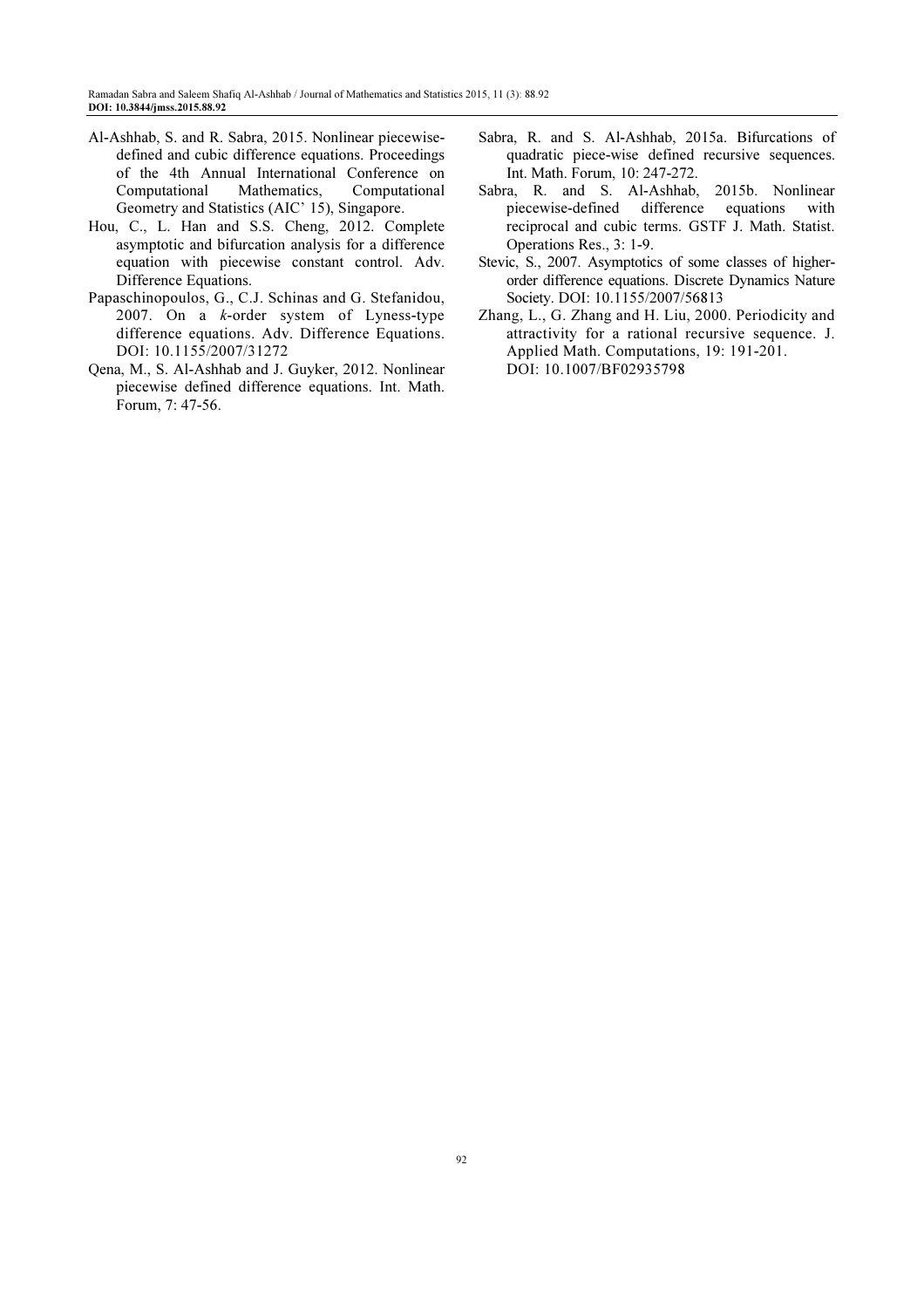Al-Ashhab, S. and R. Sabra, 2015. Nonlinear piecewise-defined and cubic difference equations. Proceedings of the 4th Annual International Conference on Computational Mathematics, Computational Geometry and Statistics (AIC' 15), Singapore.

Hou, C., L. Han and S.S. Cheng, 2012. Complete asymptotic and bifurcation analysis for a difference equation with piecewise constant control. Adv. Difference Equations.

Papaschinopoulos, G., C.J. Schinas and G. Stefanidou, 2007. On a *k*-order system of Lyness-type difference equations. Adv. Difference Equations. DOI: 10.1155/2007/31272

Qena, M., S. Al-Ashhab and J. Guyker, 2012. Nonlinear piecewise defined difference equations. Int. Math. Forum, 7: 47-56.

Sabra, R. and S. Al-Ashhab, 2015a. Bifurcations of quadratic piece-wise defined recursive sequences. Int. Math. Forum, 10: 247-272.

Sabra, R. and S. Al-Ashhab, 2015b. Nonlinear piecewise-defined difference equations with reciprocal and cubic terms. GSTF J. Math. Statist. Operations Res., 3: 1-9.

Stevic, S., 2007. Asymptotics of some classes of higher-order difference equations. Discrete Dynamics Nature Society. DOI: 10.1155/2007/56813

Zhang, L., G. Zhang and H. Liu, 2000. Periodicity and attractivity for a rational recursive sequence. J. Applied Math. Computations, 19: 191-201. DOI: 10.1007/BF02935798